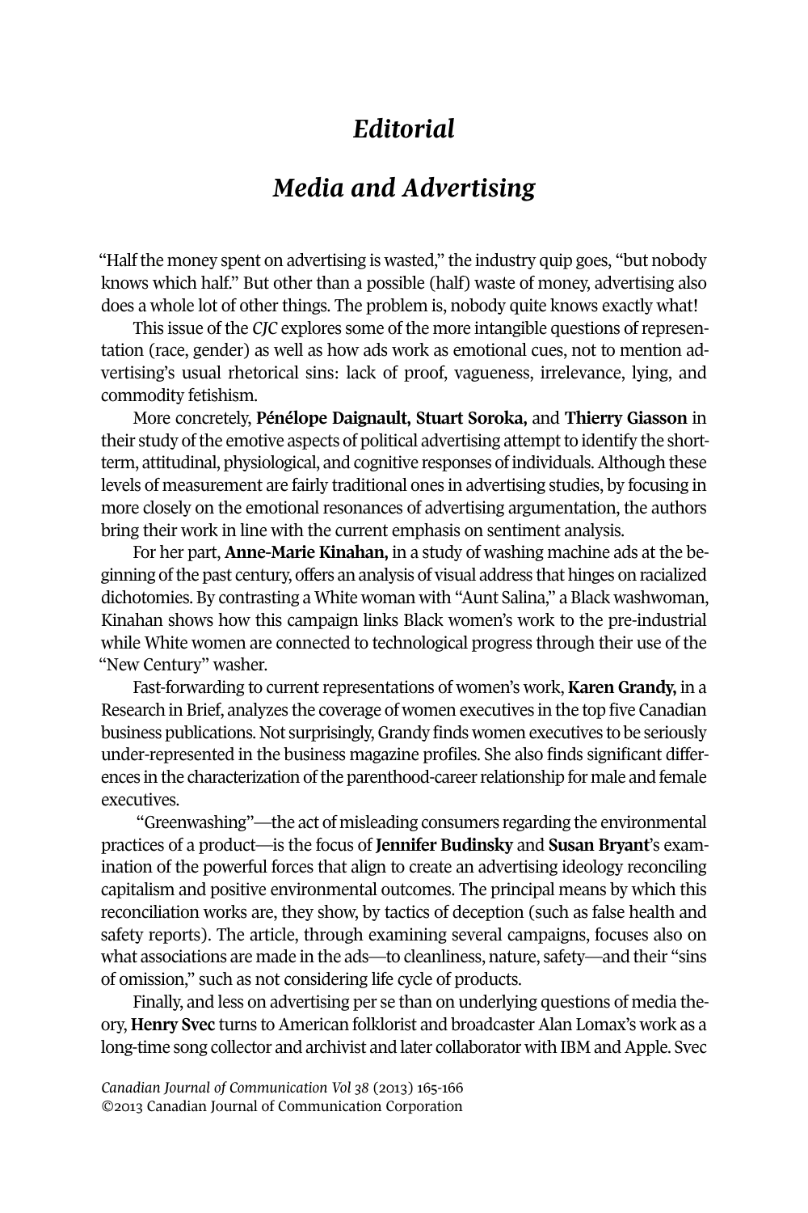# *Editorial*

## *Media and Advertising*

"Half the money spent on advertising is wasted," the industry quip goes, "but nobody knows which half." But other than a possible (half) waste of money, advertising also does a whole lot of other things. The problem is, nobody quite knows exactly what!

This issue of the *CJC* explores some of the more intangible questions of representation (race, gender) as well as how ads work as emotional cues, not to mention advertising's usual rhetorical sins: lack of proof, vagueness, irrelevance, lying, and commodity fetishism.

More concretely, **Pénélope Daignault, Stuart Soroka,** and **Thierry Giasson** in their study of the emotive aspects of political advertising attempt to identify the short-term, attitudinal, physiological, and cognitive responses of individuals. Although these levels of measurement are fairly traditional ones in advertising studies, by focusing in more closely on the emotional resonances of advertising argumentation, the authors bring their work in line with the current emphasis on sentiment analysis.

For her part, **Anne-Marie Kinahan,** in a study of washing machine ads at the beginning of the past century, offers an analysis of visual address that hinges on racialized dichotomies. By contrasting a White woman with "Aunt Salina," a Black washwoman, Kinahan shows how this campaign links Black women's work to the pre-industrial while White women are connected to technological progress through their use of the "New Century" washer.

Fast-forwarding to current representations of women's work, **Karen Grandy,** in a Research in Brief, analyzes the coverage of women executives in the top five Canadian business publications. Not surprisingly, Grandy finds women executives to be seriously under-represented in the business magazine profiles. She also finds significant differences in the characterization of the parenthood-career relationship for male and female executives.

"Greenwashing"—the act of misleading consumers regarding the environmental practices of a product—is the focus of **Jennifer Budinsky** and **Susan Bryant**'s examination of the powerful forces that align to create an advertising ideology reconciling capitalism and positive environmental outcomes. The principal means by which this reconciliation works are, they show, by tactics of deception (such as false health and safety reports). The article, through examining several campaigns, focuses also on what associations are made in the ads—to cleanliness, nature, safety—and their "sins of omission," such as not considering life cycle of products.

Finally, and less on advertising per se than on underlying questions of media theory, **Henry Svec** turns to American folklorist and broadcaster Alan Lomax's work as a long-time song collector and archivist and later collaborator with IBM and Apple. Svec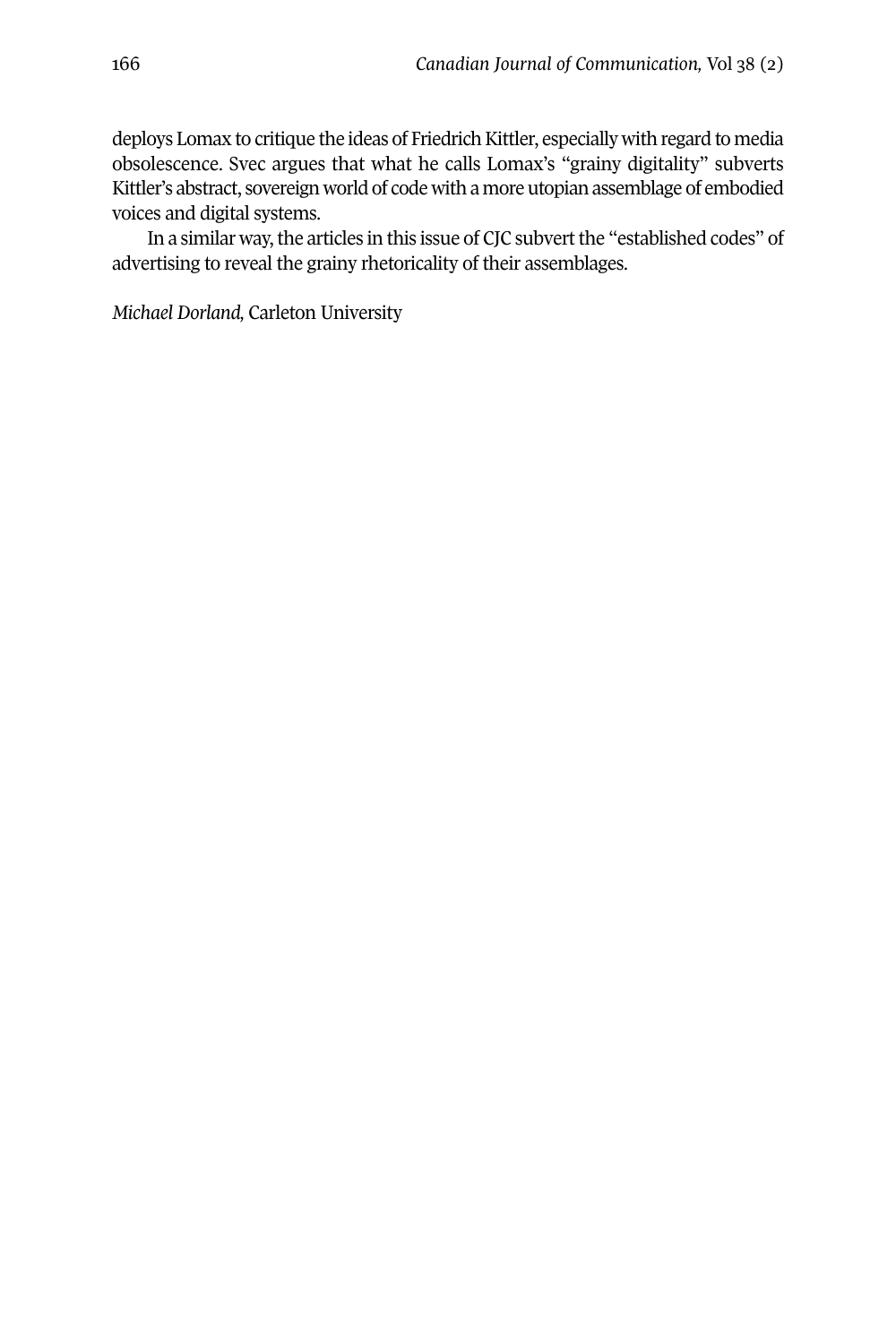deploys Lomax to critique the ideas of Friedrich Kittler, especially with regard to media obsolescence. Svec argues that what he calls Lomax's "grainy digitality" subverts Kittler's abstract, sovereign world of code with a more utopian assemblage of embodied voices and digital systems.

In a similar way, the articles in this issue of CJC subvert the "established codes" of advertising to reveal the grainy rhetoricality of their assemblages.

*Michael Dorland,* Carleton University